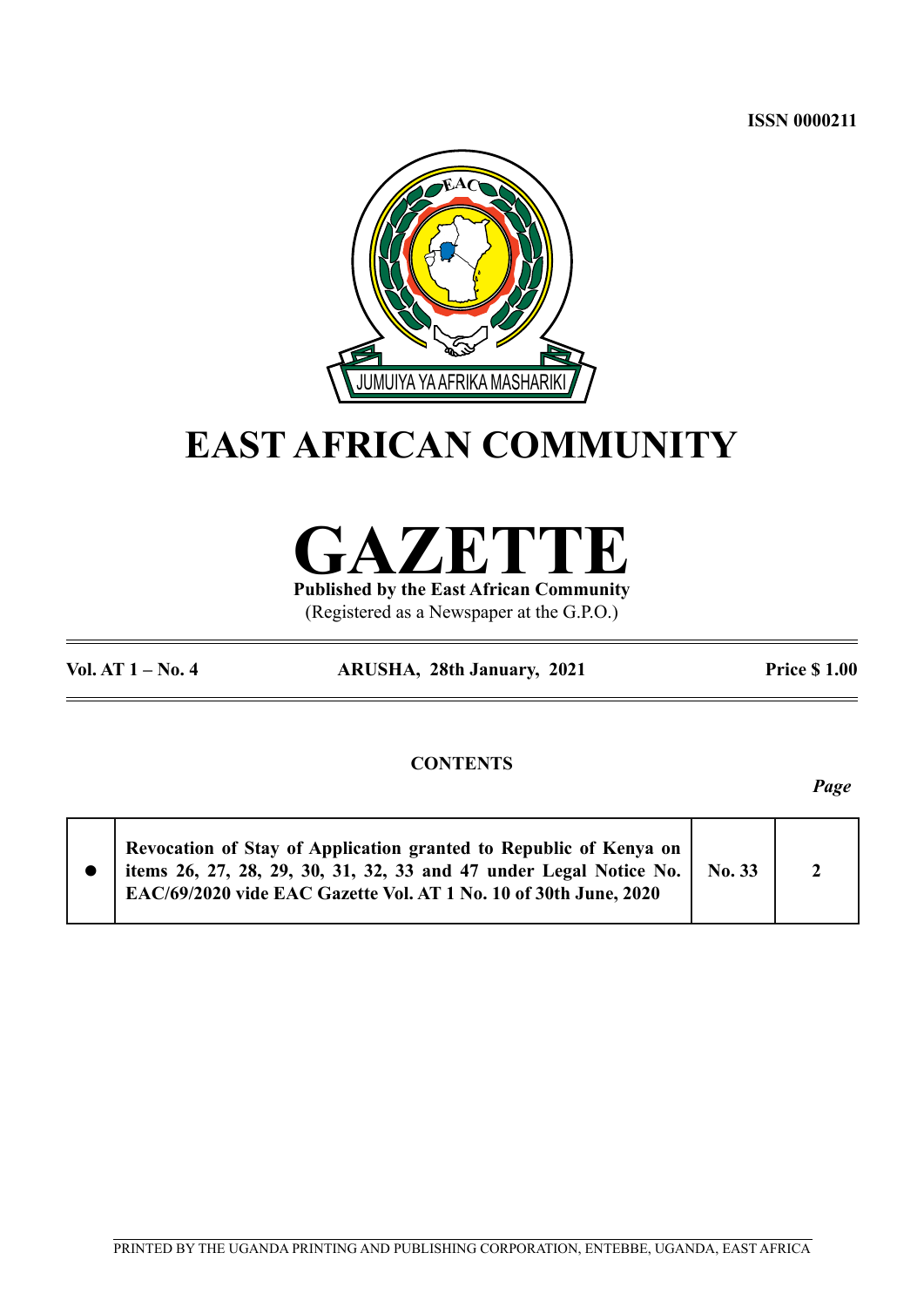ISSN 0000211

# EAST AFRICAN COMMUNITY

# GAZETTE

**Published by the East African Community**

(Registered as a Newspaper at the G.P.O.)

**Vol. AT 1 – No. 4** **ARUSHA, 28th January, 2021** **Price $ 1.00**

## CONTENTS

*Page*

| | | | |
|---|---|---|---|
| ● | **Revocation of Stay of Application granted to Republic of Kenya on items 26, 27, 28, 29, 30, 31, 32, 33 and 47 under Legal Notice No. EAC/69/2020 vide EAC Gazette Vol. AT 1 No. 10 of 30th June, 2020** | **No. 33** | **2** |

PRINTED BY THE UGANDA PRINTING AND PUBLISHING CORPORATION, ENTEBBE, UGANDA, EAST AFRICA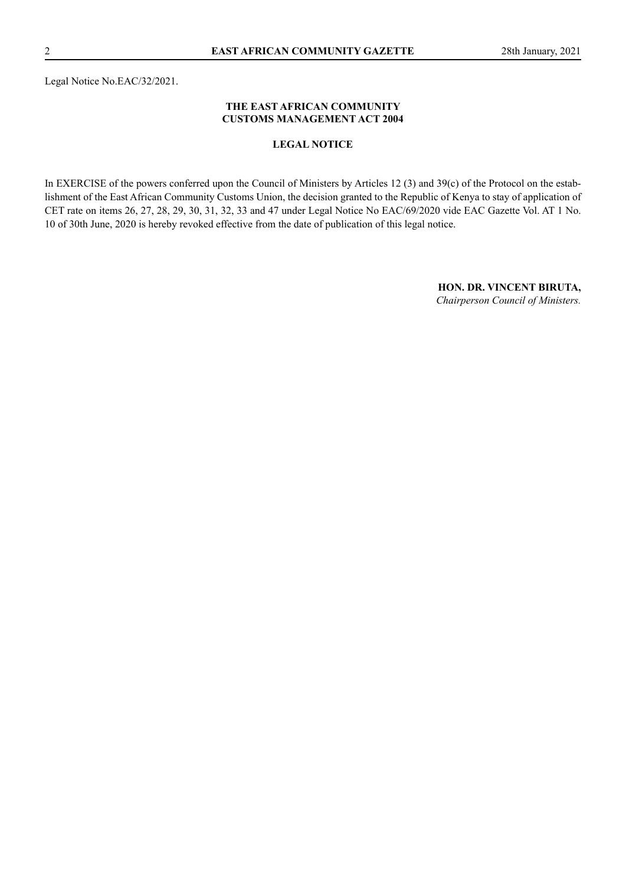Legal Notice No.EAC/32/2021.

**THE EAST AFRICAN COMMUNITY**
**CUSTOMS MANAGEMENT ACT 2004**

**LEGAL NOTICE**

In EXERCISE of the powers conferred upon the Council of Ministers by Articles 12 (3) and 39(c) of the Protocol on the establishment of the East African Community Customs Union, the decision granted to the Republic of Kenya to stay of application of CET rate on items 26, 27, 28, 29, 30, 31, 32, 33 and 47 under Legal Notice No EAC/69/2020 vide EAC Gazette Vol. AT 1 No. 10 of 30th June, 2020 is hereby revoked effective from the date of publication of this legal notice.

**HON. DR. VINCENT BIRUTA,**
*Chairperson Council of Ministers.*